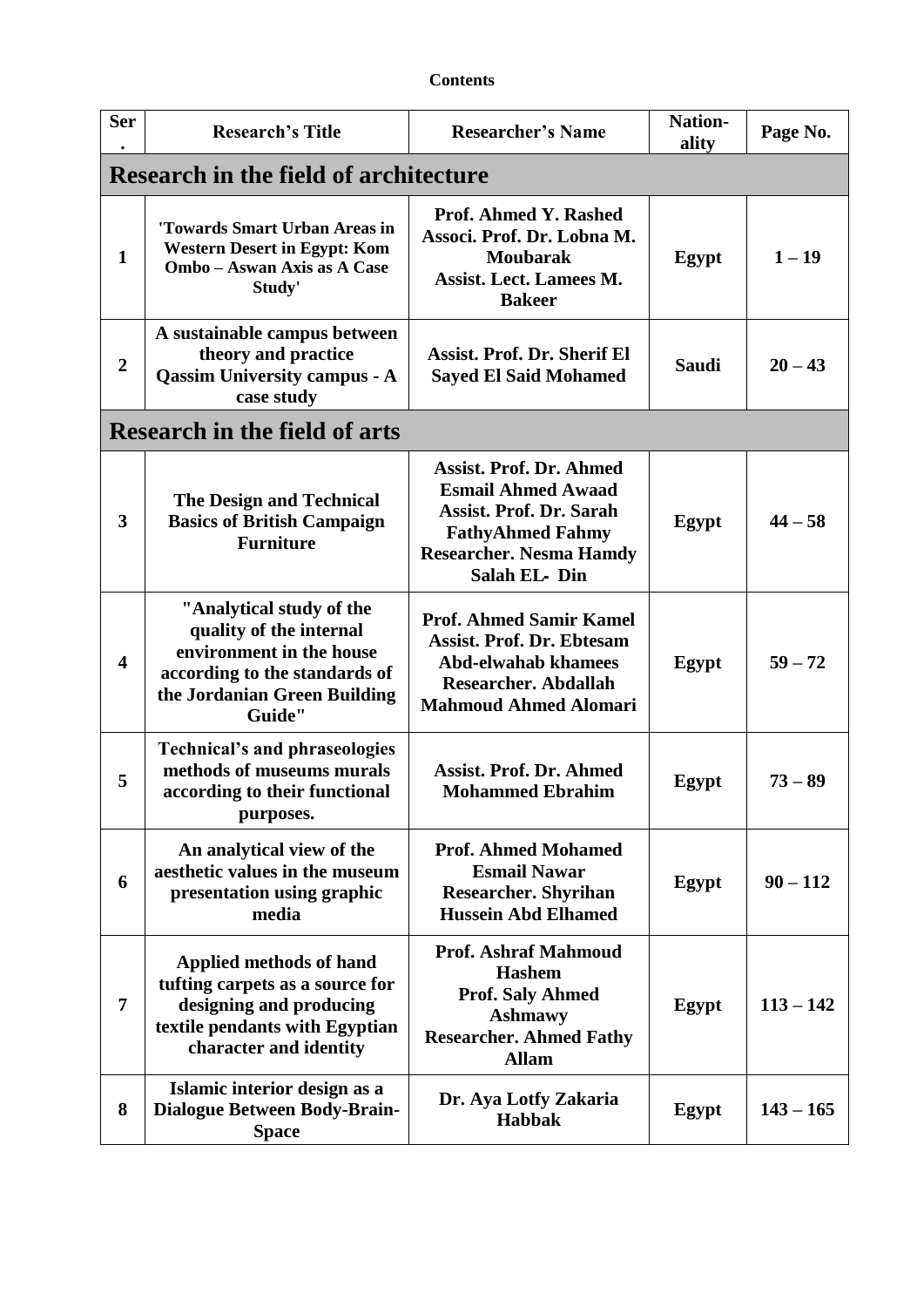**Contents**

| Ser. | Research's Title | Researcher's Name | Nation-ality | Page No. |
|---|---|---|---|---|
| **Research in the field of architecture** | | | | |
| 1 | 'Towards Smart Urban Areas in Western Desert in Egypt: Kom Ombo – Aswan Axis as A Case Study' | Prof. Ahmed Y. Rashed<br>Associ. Prof. Dr. Lobna M. Moubarak<br>Assist. Lect. Lamees M. Bakeer | Egypt | 1 – 19 |
| 2 | A sustainable campus between theory and practice Qassim University campus - A case study | Assist. Prof. Dr. Sherif El Sayed El Said Mohamed | Saudi | 20 – 43 |
| **Research in the field of arts** | | | | |
| 3 | The Design and Technical Basics of British Campaign Furniture | Assist. Prof. Dr. Ahmed Esmail Ahmed Awaad<br>Assist. Prof. Dr. Sarah FathyAhmed Fahmy<br>Researcher. Nesma Hamdy Salah EL- Din | Egypt | 44 – 58 |
| 4 | "Analytical study of the quality of the internal environment in the house according to the standards of the Jordanian Green Building Guide" | Prof. Ahmed Samir Kamel<br>Assist. Prof. Dr. Ebtesam Abd-elwahab khamees<br>Researcher. Abdallah Mahmoud Ahmed Alomari | Egypt | 59 – 72 |
| 5 | Technical's and phraseologies methods of museums murals according to their functional purposes. | Assist. Prof. Dr. Ahmed Mohammed Ebrahim | Egypt | 73 – 89 |
| 6 | An analytical view of the aesthetic values in the museum presentation using graphic media | Prof. Ahmed Mohamed Esmail Nawar<br>Researcher. Shyrihan Hussein Abd Elhamed | Egypt | 90 – 112 |
| 7 | Applied methods of hand tufting carpets as a source for designing and producing textile pendants with Egyptian character and identity | Prof. Ashraf Mahmoud Hashem<br>Prof. Saly Ahmed Ashmawy<br>Researcher. Ahmed Fathy Allam | Egypt | 113 – 142 |
| 8 | Islamic interior design as a Dialogue Between Body-Brain-Space | Dr. Aya Lotfy Zakaria Habbak | Egypt | 143 – 165 |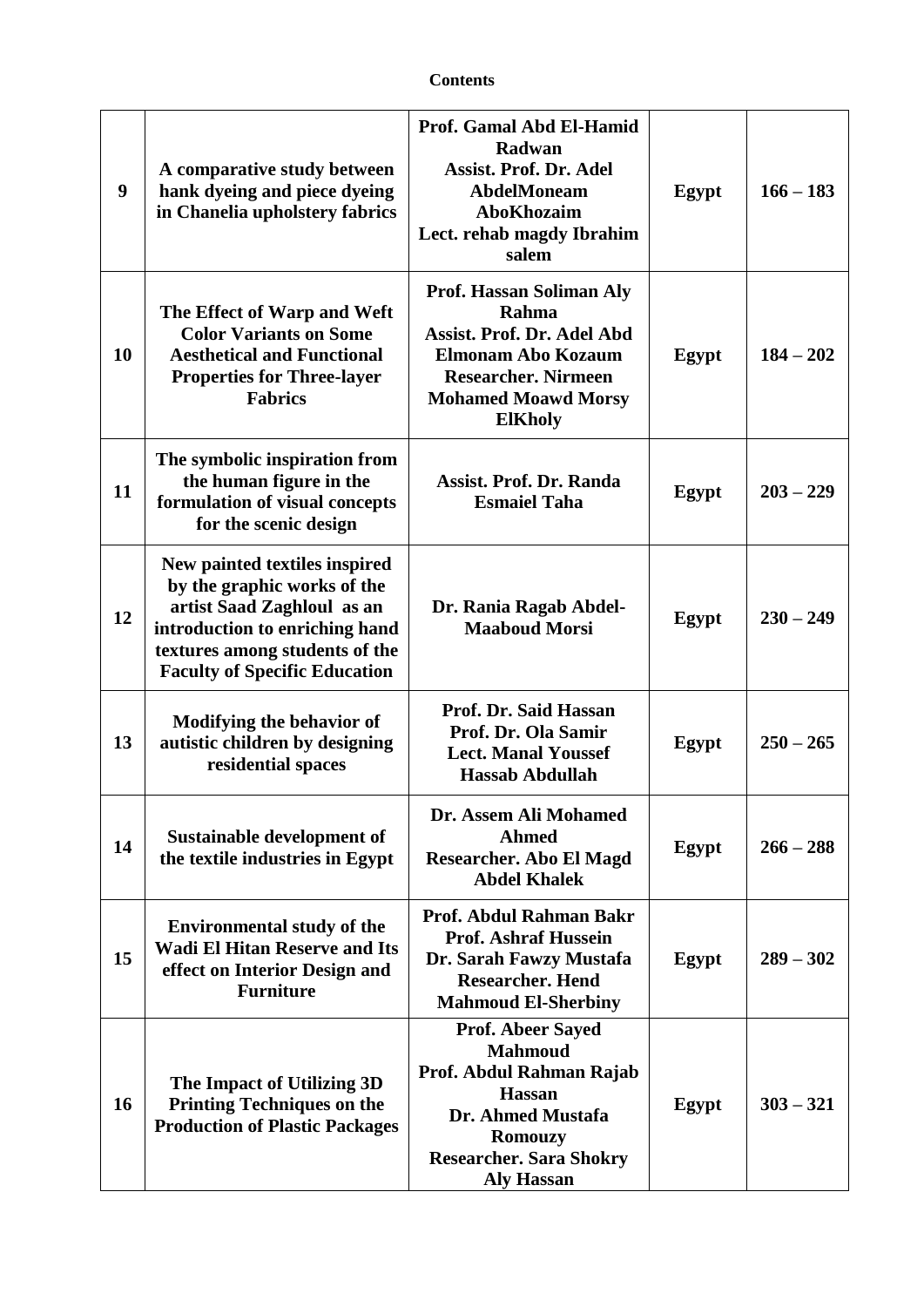**Contents**

| | | | | |
|---|---|---|---|---|
| **9** | **A comparative study between hank dyeing and piece dyeing in Chanelia upholstery fabrics** | **Prof. Gamal Abd El-Hamid Radwan**<br>**Assist. Prof. Dr. Adel AbdelMoneam AboKhozaim**<br>**Lect. rehab magdy Ibrahim salem** | **Egypt** | **166 – 183** |
| **10** | **The Effect of Warp and Weft Color Variants on Some Aesthetical and Functional Properties for Three-layer Fabrics** | **Prof. Hassan Soliman Aly Rahma**<br>**Assist. Prof. Dr. Adel Abd Elmonam Abo Kozaum**<br>**Researcher. Nirmeen Mohamed Moawd Morsy ElKholy** | **Egypt** | **184 – 202** |
| **11** | **The symbolic inspiration from the human figure in the formulation of visual concepts for the scenic design** | **Assist. Prof. Dr. Randa Esmaiel Taha** | **Egypt** | **203 – 229** |
| **12** | **New painted textiles inspired by the graphic works of the artist Saad Zaghloul as an introduction to enriching hand textures among students of the Faculty of Specific Education** | **Dr. Rania Ragab Abdel-Maaboud Morsi** | **Egypt** | **230 – 249** |
| **13** | **Modifying the behavior of autistic children by designing residential spaces** | **Prof. Dr. Said Hassan**<br>**Prof. Dr. Ola Samir**<br>**Lect. Manal Youssef Hassab Abdullah** | **Egypt** | **250 – 265** |
| **14** | **Sustainable development of the textile industries in Egypt** | **Dr. Assem Ali Mohamed Ahmed**<br>**Researcher. Abo El Magd Abdel Khalek** | **Egypt** | **266 – 288** |
| **15** | **Environmental study of the Wadi El Hitan Reserve and Its effect on Interior Design and Furniture** | **Prof. Abdul Rahman Bakr**<br>**Prof. Ashraf Hussein**<br>**Dr. Sarah Fawzy Mustafa**<br>**Researcher. Hend Mahmoud El-Sherbiny** | **Egypt** | **289 – 302** |
| **16** | **The Impact of Utilizing 3D Printing Techniques on the Production of Plastic Packages** | **Prof. Abeer Sayed Mahmoud**<br>**Prof. Abdul Rahman Rajab Hassan**<br>**Dr. Ahmed Mustafa Romouzy**<br>**Researcher. Sara Shokry Aly Hassan** | **Egypt** | **303 – 321** |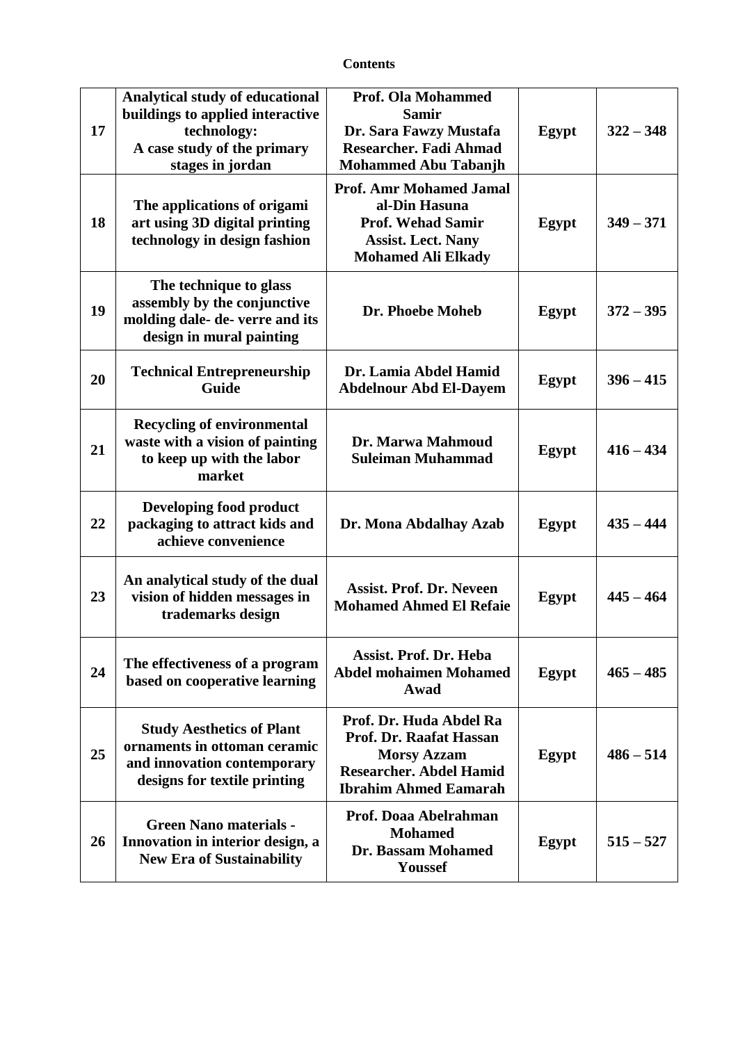**Contents**

| | | | | |
|---|---|---|---|---|
| **17** | **Analytical study of educational buildings to applied interactive technology: A case study of the primary stages in jordan** | **Prof. Ola Mohammed Samir**<br>**Dr. Sara Fawzy Mustafa**<br>**Researcher. Fadi Ahmad Mohammed Abu Tabanjh** | **Egypt** | **322 – 348** |
| **18** | **The applications of origami art using 3D digital printing technology in design fashion** | **Prof. Amr Mohamed Jamal al-Din Hasuna**<br>**Prof. Wehad Samir**<br>**Assist. Lect. Nany Mohamed Ali Elkady** | **Egypt** | **349 – 371** |
| **19** | **The technique to glass assembly by the conjunctive molding dale- de- verre and its design in mural painting** | **Dr. Phoebe Moheb** | **Egypt** | **372 – 395** |
| **20** | **Technical Entrepreneurship Guide** | **Dr. Lamia Abdel Hamid Abdelnour Abd El-Dayem** | **Egypt** | **396 – 415** |
| **21** | **Recycling of environmental waste with a vision of painting to keep up with the labor market** | **Dr. Marwa Mahmoud Suleiman Muhammad** | **Egypt** | **416 – 434** |
| **22** | **Developing food product packaging to attract kids and achieve convenience** | **Dr. Mona Abdalhay Azab** | **Egypt** | **435 – 444** |
| **23** | **An analytical study of the dual vision of hidden messages in trademarks design** | **Assist. Prof. Dr. Neveen Mohamed Ahmed El Refaie** | **Egypt** | **445 – 464** |
| **24** | **The effectiveness of a program based on cooperative learning** | **Assist. Prof. Dr. Heba Abdel mohaimen Mohamed Awad** | **Egypt** | **465 – 485** |
| **25** | **Study Aesthetics of Plant ornaments in ottoman ceramic and innovation contemporary designs for textile printing** | **Prof. Dr. Huda Abdel Ra**<br>**Prof. Dr. Raafat Hassan Morsy Azzam**<br>**Researcher. Abdel Hamid Ibrahim Ahmed Eamarah** | **Egypt** | **486 – 514** |
| **26** | **Green Nano materials - Innovation in interior design, a New Era of Sustainability** | **Prof. Doaa Abelrahman Mohamed**<br>**Dr. Bassam Mohamed Youssef** | **Egypt** | **515 – 527** |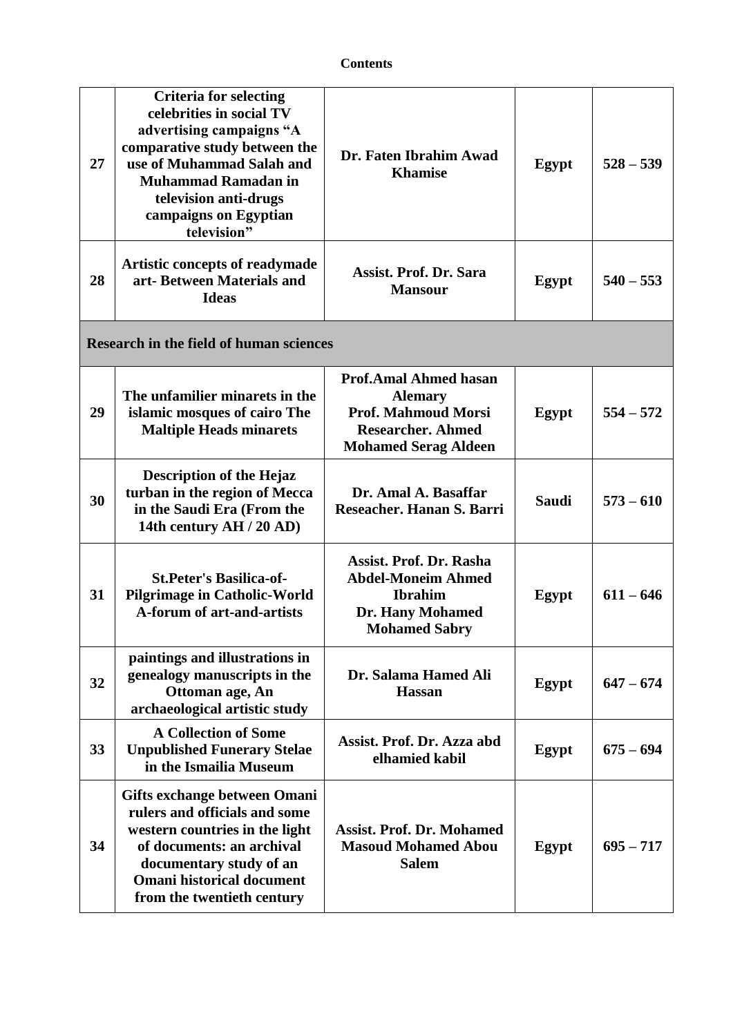**Contents**

| | | | | |
|---|---|---|---|---|
| **27** | **Criteria for selecting celebrities in social TV advertising campaigns "A comparative study between the use of Muhammad Salah and Muhammad Ramadan in television anti-drugs campaigns on Egyptian television"** | **Dr. Faten Ibrahim Awad Khamise** | **Egypt** | **528 – 539** |
| **28** | **Artistic concepts of readymade art- Between Materials and Ideas** | **Assist. Prof. Dr. Sara Mansour** | **Egypt** | **540 – 553** |
| **Research in the field of human sciences** | | | | |
| **29** | **The unfamilier minarets in the islamic mosques of cairo The Maltiple Heads minarets** | **Prof.Amal Ahmed hasan Alemary**<br>**Prof. Mahmoud Morsi**<br>**Researcher. Ahmed Mohamed Serag Aldeen** | **Egypt** | **554 – 572** |
| **30** | **Description of the Hejaz turban in the region of Mecca in the Saudi Era (From the 14th century AH / 20 AD)** | **Dr. Amal A. Basaffar**<br>**Reseacher. Hanan S. Barri** | **Saudi** | **573 – 610** |
| **31** | **St.Peter's Basilica-of-Pilgrimage in Catholic-World A-forum of art-and-artists** | **Assist. Prof. Dr. Rasha Abdel-Moneim Ahmed Ibrahim**<br>**Dr. Hany Mohamed Mohamed Sabry** | **Egypt** | **611 – 646** |
| **32** | **paintings and illustrations in genealogy manuscripts in the Ottoman age, An archaeological artistic study** | **Dr. Salama Hamed Ali Hassan** | **Egypt** | **647 – 674** |
| **33** | **A Collection of Some Unpublished Funerary Stelae in the Ismailia Museum** | **Assist. Prof. Dr. Azza abd elhamied kabil** | **Egypt** | **675 – 694** |
| **34** | **Gifts exchange between Omani rulers and officials and some western countries in the light of documents: an archival documentary study of an Omani historical document from the twentieth century** | **Assist. Prof. Dr. Mohamed Masoud Mohamed Abou Salem** | **Egypt** | **695 – 717** |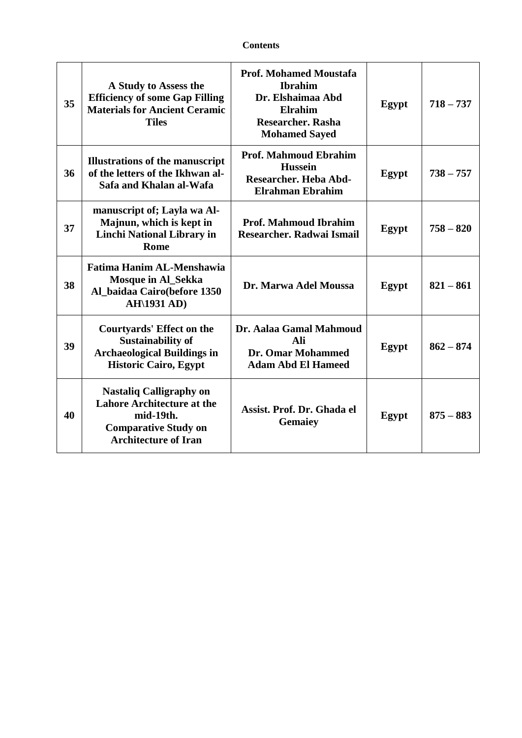**Contents**

| | | | | |
|---|---|---|---|---|
| 35 | A Study to Assess the Efficiency of some Gap Filling Materials for Ancient Ceramic Tiles | Prof. Mohamed Moustafa Ibrahim<br>Dr. Elshaimaa Abd Elrahim<br>Researcher. Rasha Mohamed Sayed | Egypt | 718 – 737 |
| 36 | Illustrations of the manuscript of the letters of the Ikhwan al-Safa and Khalan al-Wafa | Prof. Mahmoud Ebrahim Hussein<br>Researcher. Heba Abd-Elrahman Ebrahim | Egypt | 738 – 757 |
| 37 | manuscript of; Layla wa Al-Majnun, which is kept in Linchi National Library in Rome | Prof. Mahmoud Ibrahim<br>Researcher. Radwai Ismail | Egypt | 758 – 820 |
| 38 | Fatima Hanim AL-Menshawia Mosque in Al_Sekka Al_baidaa Cairo(before 1350 AH\1931 AD) | Dr. Marwa Adel Moussa | Egypt | 821 – 861 |
| 39 | Courtyards' Effect on the Sustainability of Archaeological Buildings in Historic Cairo, Egypt | Dr. Aalaa Gamal Mahmoud Ali<br>Dr. Omar Mohammed Adam Abd El Hameed | Egypt | 862 – 874 |
| 40 | Nastaliq Calligraphy on Lahore Architecture at the mid-19th. Comparative Study on Architecture of Iran | Assist. Prof. Dr. Ghada el Gemaiey | Egypt | 875 – 883 |